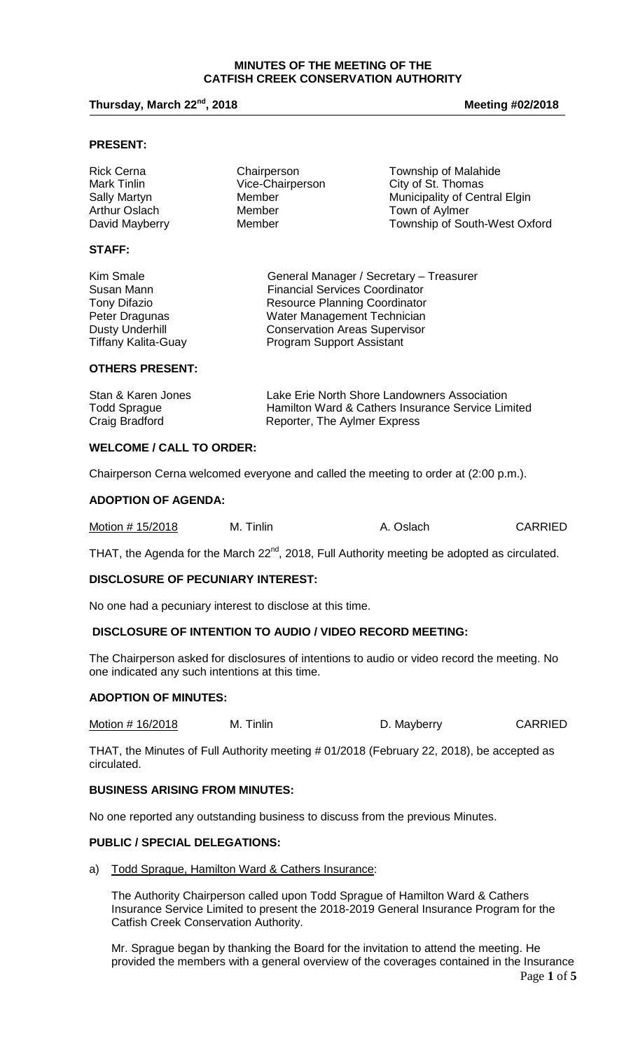# MINUTES OF THE MEETING OF THE CATFISH CREEK CONSERVATION AUTHORITY

**Thursday, March 22nd, 2018** **Meeting #02/2018**

## PRESENT:

| | | |
|---|---|---|
| Rick Cerna | Chairperson | Township of Malahide |
| Mark Tinlin | Vice-Chairperson | City of St. Thomas |
| Sally Martyn | Member | Municipality of Central Elgin |
| Arthur Oslach | Member | Town of Aylmer |
| David Mayberry | Member | Township of South-West Oxford |

## STAFF:

| | |
|---|---|
| Kim Smale | General Manager / Secretary – Treasurer |
| Susan Mann | Financial Services Coordinator |
| Tony Difazio | Resource Planning Coordinator |
| Peter Dragunas | Water Management Technician |
| Dusty Underhill | Conservation Areas Supervisor |
| Tiffany Kalita-Guay | Program Support Assistant |

## OTHERS PRESENT:

| | |
|---|---|
| Stan & Karen Jones | Lake Erie North Shore Landowners Association |
| Todd Sprague | Hamilton Ward & Cathers Insurance Service Limited |
| Craig Bradford | Reporter, The Aylmer Express |

## WELCOME / CALL TO ORDER:

Chairperson Cerna welcomed everyone and called the meeting to order at (2:00 p.m.).

## ADOPTION OF AGENDA:

| Motion # 15/2018 | M. Tinlin | A. Oslach | CARRIED |
|---|---|---|---|

THAT, the Agenda for the March 22nd, 2018, Full Authority meeting be adopted as circulated.

## DISCLOSURE OF PECUNIARY INTEREST:

No one had a pecuniary interest to disclose at this time.

## DISCLOSURE OF INTENTION TO AUDIO / VIDEO RECORD MEETING:

The Chairperson asked for disclosures of intentions to audio or video record the meeting. No one indicated any such intentions at this time.

## ADOPTION OF MINUTES:

| Motion # 16/2018 | M. Tinlin | D. Mayberry | CARRIED |
|---|---|---|---|

THAT, the Minutes of Full Authority meeting # 01/2018 (February 22, 2018), be accepted as circulated.

## BUSINESS ARISING FROM MINUTES:

No one reported any outstanding business to discuss from the previous Minutes.

## PUBLIC / SPECIAL DELEGATIONS:

a) Todd Sprague, Hamilton Ward & Cathers Insurance:

The Authority Chairperson called upon Todd Sprague of Hamilton Ward & Cathers Insurance Service Limited to present the 2018-2019 General Insurance Program for the Catfish Creek Conservation Authority.

Mr. Sprague began by thanking the Board for the invitation to attend the meeting. He provided the members with a general overview of the coverages contained in the Insurance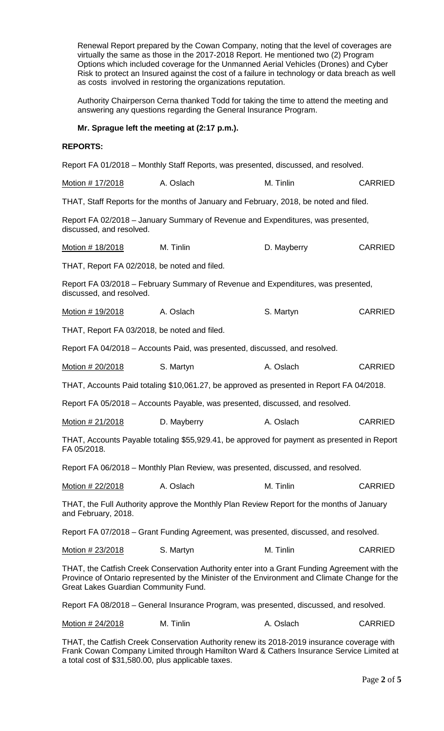Renewal Report prepared by the Cowan Company, noting that the level of coverages are virtually the same as those in the 2017-2018 Report. He mentioned two (2) Program Options which included coverage for the Unmanned Aerial Vehicles (Drones) and Cyber Risk to protect an Insured against the cost of a failure in technology or data breach as well as costs involved in restoring the organizations reputation.

Authority Chairperson Cerna thanked Todd for taking the time to attend the meeting and answering any questions regarding the General Insurance Program.

**Mr. Sprague left the meeting at (2:17 p.m.).**

**REPORTS:**

Report FA 01/2018 – Monthly Staff Reports, was presented, discussed, and resolved.

| Motion # 17/2018 | A. Oslach | M. Tinlin | CARRIED |
|---|---|---|---|

THAT, Staff Reports for the months of January and February, 2018, be noted and filed.

Report FA 02/2018 – January Summary of Revenue and Expenditures, was presented, discussed, and resolved.

| Motion # 18/2018 | M. Tinlin | D. Mayberry | CARRIED |
|---|---|---|---|

THAT, Report FA 02/2018, be noted and filed.

Report FA 03/2018 – February Summary of Revenue and Expenditures, was presented, discussed, and resolved.

| Motion # 19/2018 | A. Oslach | S. Martyn | CARRIED |
|---|---|---|---|

THAT, Report FA 03/2018, be noted and filed.

Report FA 04/2018 – Accounts Paid, was presented, discussed, and resolved.

| Motion # 20/2018 | S. Martyn | A. Oslach | CARRIED |
|---|---|---|---|

THAT, Accounts Paid totaling $10,061.27, be approved as presented in Report FA 04/2018.

Report FA 05/2018 – Accounts Payable, was presented, discussed, and resolved.

| Motion # 21/2018 | D. Mayberry | A. Oslach | CARRIED |
|---|---|---|---|

THAT, Accounts Payable totaling $55,929.41, be approved for payment as presented in Report FA 05/2018.

Report FA 06/2018 – Monthly Plan Review, was presented, discussed, and resolved.

| Motion # 22/2018 | A. Oslach | M. Tinlin | CARRIED |
|---|---|---|---|

THAT, the Full Authority approve the Monthly Plan Review Report for the months of January and February, 2018.

Report FA 07/2018 – Grant Funding Agreement, was presented, discussed, and resolved.

| Motion # 23/2018 | S. Martyn | M. Tinlin | CARRIED |
|---|---|---|---|

THAT, the Catfish Creek Conservation Authority enter into a Grant Funding Agreement with the Province of Ontario represented by the Minister of the Environment and Climate Change for the Great Lakes Guardian Community Fund.

Report FA 08/2018 – General Insurance Program, was presented, discussed, and resolved.

| Motion # 24/2018 | M. Tinlin | A. Oslach | CARRIED |
|---|---|---|---|

THAT, the Catfish Creek Conservation Authority renew its 2018-2019 insurance coverage with Frank Cowan Company Limited through Hamilton Ward & Cathers Insurance Service Limited at a total cost of $31,580.00, plus applicable taxes.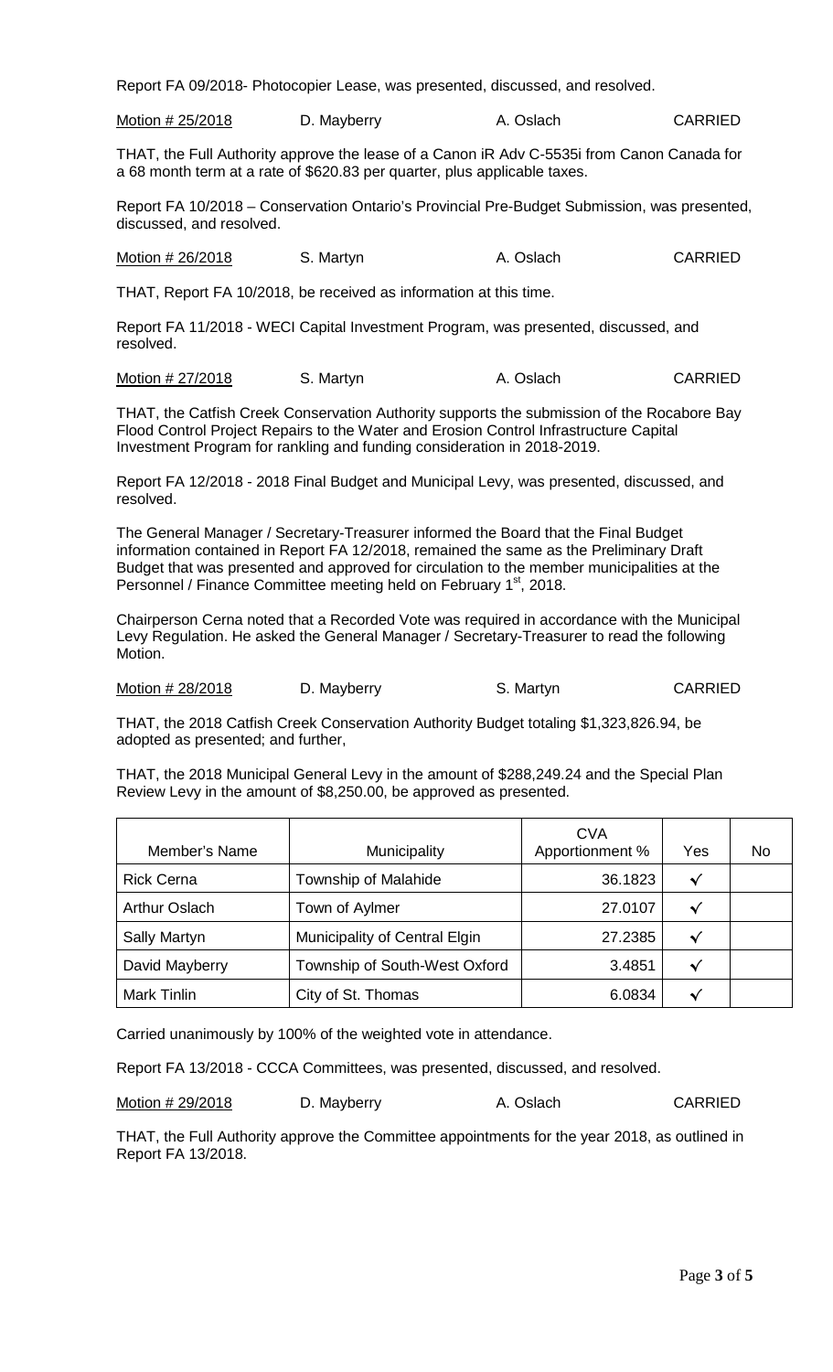Report FA 09/2018- Photocopier Lease, was presented, discussed, and resolved.

Motion # 25/2018 D. Mayberry A. Oslach CARRIED

THAT, the Full Authority approve the lease of a Canon iR Adv C-5535i from Canon Canada for a 68 month term at a rate of $620.83 per quarter, plus applicable taxes.

Report FA 10/2018 – Conservation Ontario's Provincial Pre-Budget Submission, was presented, discussed, and resolved.

Motion # 26/2018 S. Martyn A. Oslach CARRIED

THAT, Report FA 10/2018, be received as information at this time.

Report FA 11/2018 - WECI Capital Investment Program, was presented, discussed, and resolved.

Motion # 27/2018 S. Martyn A. Oslach CARRIED

THAT, the Catfish Creek Conservation Authority supports the submission of the Rocabore Bay Flood Control Project Repairs to the Water and Erosion Control Infrastructure Capital Investment Program for rankling and funding consideration in 2018-2019.

Report FA 12/2018 - 2018 Final Budget and Municipal Levy, was presented, discussed, and resolved.

The General Manager / Secretary-Treasurer informed the Board that the Final Budget information contained in Report FA 12/2018, remained the same as the Preliminary Draft Budget that was presented and approved for circulation to the member municipalities at the Personnel / Finance Committee meeting held on February 1st, 2018.

Chairperson Cerna noted that a Recorded Vote was required in accordance with the Municipal Levy Regulation. He asked the General Manager / Secretary-Treasurer to read the following Motion.

Motion # 28/2018 D. Mayberry S. Martyn CARRIED

THAT, the 2018 Catfish Creek Conservation Authority Budget totaling $1,323,826.94, be adopted as presented; and further,

THAT, the 2018 Municipal General Levy in the amount of $288,249.24 and the Special Plan Review Levy in the amount of $8,250.00, be approved as presented.

| Member's Name | Municipality | CVA Apportionment % | Yes | No |
|---|---|---|---|---|
| Rick Cerna | Township of Malahide | 36.1823 | √ | |
| Arthur Oslach | Town of Aylmer | 27.0107 | √ | |
| Sally Martyn | Municipality of Central Elgin | 27.2385 | √ | |
| David Mayberry | Township of South-West Oxford | 3.4851 | √ | |
| Mark Tinlin | City of St. Thomas | 6.0834 | √ | |

Carried unanimously by 100% of the weighted vote in attendance.

Report FA 13/2018 - CCCA Committees, was presented, discussed, and resolved.

Motion # 29/2018 D. Mayberry A. Oslach CARRIED

THAT, the Full Authority approve the Committee appointments for the year 2018, as outlined in Report FA 13/2018.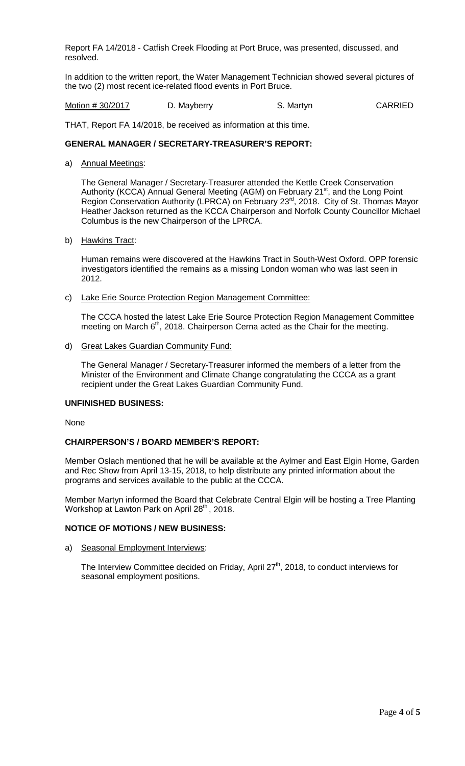Report FA 14/2018 - Catfish Creek Flooding at Port Bruce, was presented, discussed, and resolved.

In addition to the written report, the Water Management Technician showed several pictures of the two (2) most recent ice-related flood events in Port Bruce.

| Motion # 30/2017 | D. Mayberry | S. Martyn | CARRIED |
|---|---|---|---|

THAT, Report FA 14/2018, be received as information at this time.

**GENERAL MANAGER / SECRETARY-TREASURER'S REPORT:**

a) Annual Meetings:

The General Manager / Secretary-Treasurer attended the Kettle Creek Conservation Authority (KCCA) Annual General Meeting (AGM) on February 21st, and the Long Point Region Conservation Authority (LPRCA) on February 23rd, 2018. City of St. Thomas Mayor Heather Jackson returned as the KCCA Chairperson and Norfolk County Councillor Michael Columbus is the new Chairperson of the LPRCA.

b) Hawkins Tract:

Human remains were discovered at the Hawkins Tract in South-West Oxford. OPP forensic investigators identified the remains as a missing London woman who was last seen in 2012.

c) Lake Erie Source Protection Region Management Committee:

The CCCA hosted the latest Lake Erie Source Protection Region Management Committee meeting on March 6th, 2018. Chairperson Cerna acted as the Chair for the meeting.

d) Great Lakes Guardian Community Fund:

The General Manager / Secretary-Treasurer informed the members of a letter from the Minister of the Environment and Climate Change congratulating the CCCA as a grant recipient under the Great Lakes Guardian Community Fund.

**UNFINISHED BUSINESS:**

None

**CHAIRPERSON'S / BOARD MEMBER'S REPORT:**

Member Oslach mentioned that he will be available at the Aylmer and East Elgin Home, Garden and Rec Show from April 13-15, 2018, to help distribute any printed information about the programs and services available to the public at the CCCA.

Member Martyn informed the Board that Celebrate Central Elgin will be hosting a Tree Planting Workshop at Lawton Park on April 28th, 2018.

**NOTICE OF MOTIONS / NEW BUSINESS:**

a) Seasonal Employment Interviews:

The Interview Committee decided on Friday, April 27th, 2018, to conduct interviews for seasonal employment positions.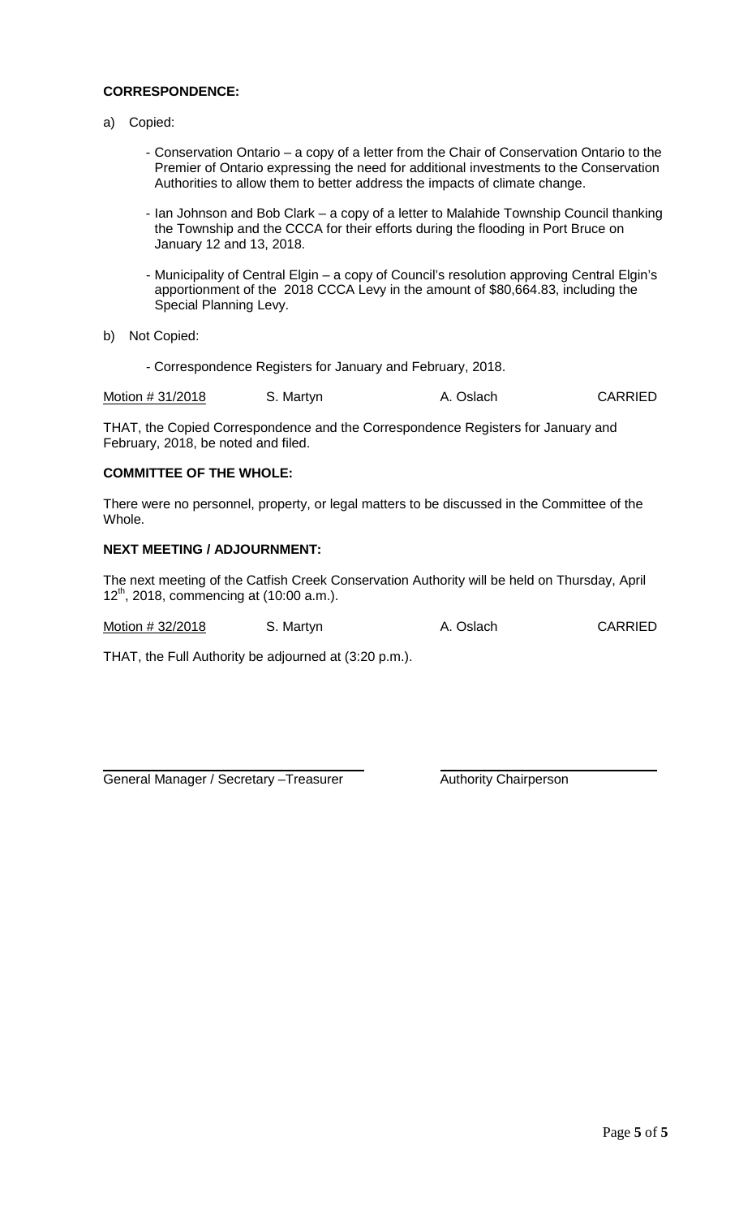**CORRESPONDENCE:**

a) Copied:

- Conservation Ontario – a copy of a letter from the Chair of Conservation Ontario to the Premier of Ontario expressing the need for additional investments to the Conservation Authorities to allow them to better address the impacts of climate change.

- Ian Johnson and Bob Clark – a copy of a letter to Malahide Township Council thanking the Township and the CCCA for their efforts during the flooding in Port Bruce on January 12 and 13, 2018.

- Municipality of Central Elgin – a copy of Council's resolution approving Central Elgin's apportionment of the 2018 CCCA Levy in the amount of $80,664.83, including the Special Planning Levy.

b) Not Copied:

- Correspondence Registers for January and February, 2018.

| | | | |
|---|---|---|---|
| Motion # 31/2018 | S. Martyn | A. Oslach | CARRIED |

THAT, the Copied Correspondence and the Correspondence Registers for January and February, 2018, be noted and filed.

**COMMITTEE OF THE WHOLE:**

There were no personnel, property, or legal matters to be discussed in the Committee of the Whole.

**NEXT MEETING / ADJOURNMENT:**

The next meeting of the Catfish Creek Conservation Authority will be held on Thursday, April 12th, 2018, commencing at (10:00 a.m.).

| | | | |
|---|---|---|---|
| Motion # 32/2018 | S. Martyn | A. Oslach | CARRIED |

THAT, the Full Authority be adjourned at (3:20 p.m.).

General Manager / Secretary –Treasurer

Authority Chairperson